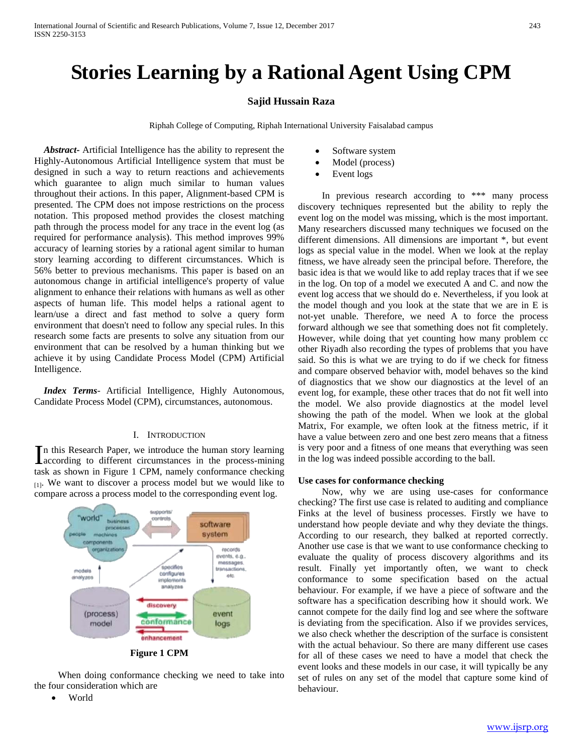// Headers omitted; Figure 1 has no detected image, so only its caption is kept.
# Stories Learning by a Rational Agent Using CPM

**Sajid Hussain Raza**

Riphah College of Computing, Riphah International University Faisalabad campus

***Abstract-*** Artificial Intelligence has the ability to represent the Highly-Autonomous Artificial Intelligence system that must be designed in such a way to return reactions and achievements which guarantee to align much similar to human values throughout their actions. In this paper, Alignment-based CPM is presented. The CPM does not impose restrictions on the process notation. This proposed method provides the closest matching path through the process model for any trace in the event log (as required for performance analysis). This method improves 99% accuracy of learning stories by a rational agent similar to human story learning according to different circumstances. Which is 56% better to previous mechanisms. This paper is based on an autonomous change in artificial intelligence's property of value alignment to enhance their relations with humans as well as other aspects of human life. This model helps a rational agent to learn/use a direct and fast method to solve a query form environment that doesn't need to follow any special rules. In this research some facts are presents to solve any situation from our environment that can be resolved by a human thinking but we achieve it by using Candidate Process Model (CPM) Artificial Intelligence.

***Index Terms*-** Artificial Intelligence, Highly Autonomous, Candidate Process Model (CPM), circumstances, autonomous.

## I. Introduction

In this Research Paper, we introduce the human story learning according to different circumstances in the process-mining task as shown in Figure 1 CPM, namely conformance checking [1]. We want to discover a process model but we would like to compare across a process model to the corresponding event log.

**Figure 1 CPM**

When doing conformance checking we need to take into the four consideration which are

- World
- Software system
- Model (process)
- Event logs

In previous research according to *** many process discovery techniques represented but the ability to reply the event log on the model was missing, which is the most important. Many researchers discussed many techniques we focused on the different dimensions. All dimensions are important *, but event logs as special value in the model. When we look at the replay fitness, we have already seen the principal before. Therefore, the basic idea is that we would like to add replay traces that if we see in the log. On top of a model we executed A and C. and now the event log access that we should do e. Nevertheless, if you look at the model though and you look at the state that we are in E is not-yet unable. Therefore, we need A to force the process forward although we see that something does not fit completely. However, while doing that yet counting how many problem cc other Riyadh also recording the types of problems that you have said. So this is what we are trying to do if we check for fitness and compare observed behavior with, model behaves so the kind of diagnostics that we show our diagnostics at the level of an event log, for example, these other traces that do not fit well into the model. We also provide diagnostics at the model level showing the path of the model. When we look at the global Matrix, For example, we often look at the fitness metric, if it have a value between zero and one best zero means that a fitness is very poor and a fitness of one means that everything was seen in the log was indeed possible according to the ball.

### Use cases for conformance checking

Now, why we are using use-cases for conformance checking? The first use case is related to auditing and compliance Finks at the level of business processes. Firstly we have to understand how people deviate and why they deviate the things. According to our research, they balked at reported correctly. Another use case is that we want to use conformance checking to evaluate the quality of process discovery algorithms and its result. Finally yet importantly often, we want to check conformance to some specification based on the actual behaviour. For example, if we have a piece of software and the software has a specification describing how it should work. We cannot compete for the daily find log and see where the software is deviating from the specification. Also if we provides services, we also check whether the description of the surface is consistent with the actual behaviour. So there are many different use cases for all of these cases we need to have a model that check the event looks and these models in our case, it will typically be any set of rules on any set of the model that capture some kind of behaviour.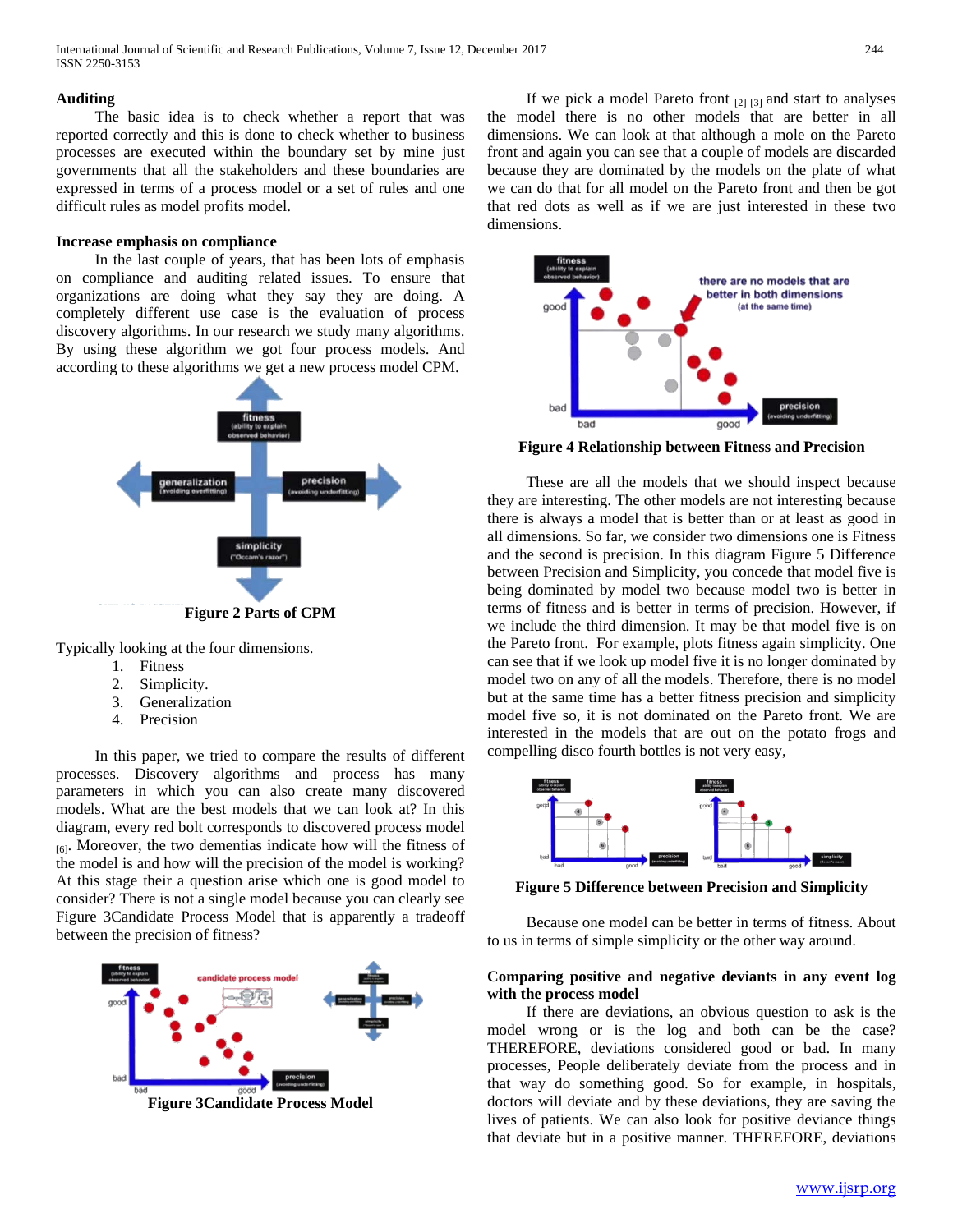## Auditing

The basic idea is to check whether a report that was reported correctly and this is done to check whether to business processes are executed within the boundary set by mine just governments that all the stakeholders and these boundaries are expressed in terms of a process model or a set of rules and one difficult rules as model profits model.

## Increase emphasis on compliance

In the last couple of years, that has been lots of emphasis on compliance and auditing related issues. To ensure that organizations are doing what they say they are doing. A completely different use case is the evaluation of process discovery algorithms. In our research we study many algorithms. By using these algorithm we got four process models. And according to these algorithms we get a new process model CPM.

**Figure 2 Parts of CPM**

Typically looking at the four dimensions.

1. Fitness
2. Simplicity.
3. Generalization
4. Precision

In this paper, we tried to compare the results of different processes. Discovery algorithms and process has many parameters in which you can also create many discovered models. What are the best models that we can look at? In this diagram, every red bolt corresponds to discovered process model [6]. Moreover, the two dementias indicate how will the fitness of the model is and how will the precision of the model is working? At this stage their a question arise which one is good model to consider? There is not a single model because you can clearly see Figure 3Candidate Process Model that is apparently a tradeoff between the precision of fitness?

**Figure 3Candidate Process Model**

If we pick a model Pareto front [2] [3] and start to analyses the model there is no other models that are better in all dimensions. We can look at that although a mole on the Pareto front and again you can see that a couple of models are discarded because they are dominated by the models on the plate of what we can do that for all model on the Pareto front and then be got that red dots as well as if we are just interested in these two dimensions.

**Figure 4 Relationship between Fitness and Precision**

These are all the models that we should inspect because they are interesting. The other models are not interesting because there is always a model that is better than or at least as good in all dimensions. So far, we consider two dimensions one is Fitness and the second is precision. In this diagram Figure 5 Difference between Precision and Simplicity, you concede that model five is being dominated by model two because model two is better in terms of fitness and is better in terms of precision. However, if we include the third dimension. It may be that model five is on the Pareto front. For example, plots fitness again simplicity. One can see that if we look up model five it is no longer dominated by model two on any of all the models. Therefore, there is no model but at the same time has a better fitness precision and simplicity model five so, it is not dominated on the Pareto front. We are interested in the models that are out on the potato frogs and compelling disco fourth bottles is not very easy,

**Figure 5 Difference between Precision and Simplicity**

Because one model can be better in terms of fitness. About to us in terms of simple simplicity or the other way around.

## Comparing positive and negative deviants in any event log with the process model

If there are deviations, an obvious question to ask is the model wrong or is the log and both can be the case? THEREFORE, deviations considered good or bad. In many processes, People deliberately deviate from the process and in that way do something good. So for example, in hospitals, doctors will deviate and by these deviations, they are saving the lives of patients. We can also look for positive deviance things that deviate but in a positive manner. THEREFORE, deviations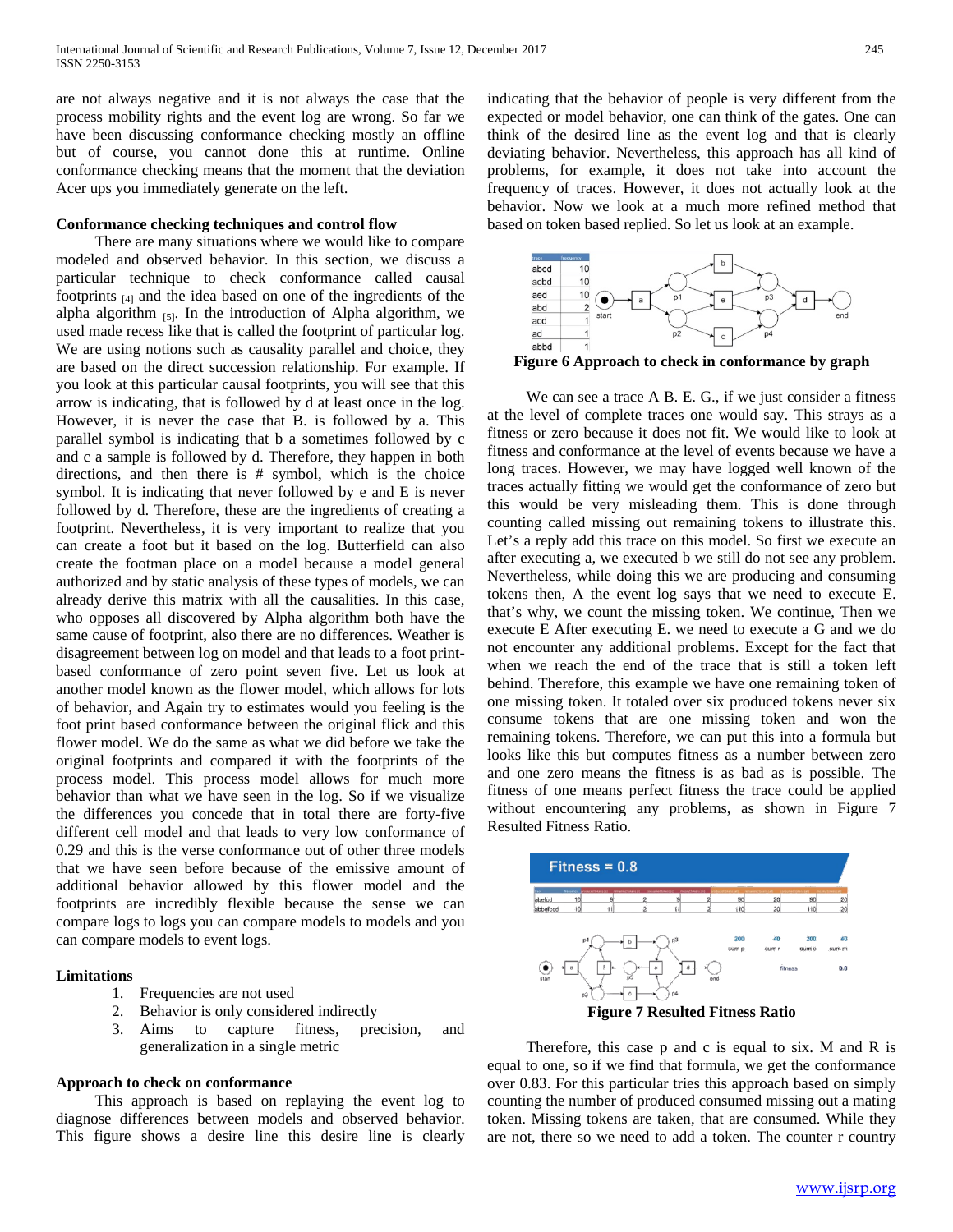are not always negative and it is not always the case that the process mobility rights and the event log are wrong. So far we have been discussing conformance checking mostly an offline but of course, you cannot done this at runtime. Online conformance checking means that the moment that the deviation Acer ups you immediately generate on the left.

**Conformance checking techniques and control flow**

There are many situations where we would like to compare modeled and observed behavior. In this section, we discuss a particular technique to check conformance called causal footprints [4] and the idea based on one of the ingredients of the alpha algorithm [5]. In the introduction of Alpha algorithm, we used made recess like that is called the footprint of particular log. We are using notions such as causality parallel and choice, they are based on the direct succession relationship. For example. If you look at this particular causal footprints, you will see that this arrow is indicating, that is followed by d at least once in the log. However, it is never the case that B. is followed by a. This parallel symbol is indicating that b a sometimes followed by c and c a sample is followed by d. Therefore, they happen in both directions, and then there is # symbol, which is the choice symbol. It is indicating that never followed by e and E is never followed by d. Therefore, these are the ingredients of creating a footprint. Nevertheless, it is very important to realize that you can create a foot but it based on the log. Butterfield can also create the footman place on a model because a model general authorized and by static analysis of these types of models, we can already derive this matrix with all the causalities. In this case, who opposes all discovered by Alpha algorithm both have the same cause of footprint, also there are no differences. Weather is disagreement between log on model and that leads to a foot print-based conformance of zero point seven five. Let us look at another model known as the flower model, which allows for lots of behavior, and Again try to estimates would you feeling is the foot print based conformance between the original flick and this flower model. We do the same as what we did before we take the original footprints and compared it with the footprints of the process model. This process model allows for much more behavior than what we have seen in the log. So if we visualize the differences you concede that in total there are forty-five different cell model and that leads to very low conformance of 0.29 and this is the verse conformance out of other three models that we have seen before because of the emissive amount of additional behavior allowed by this flower model and the footprints are incredibly flexible because the sense we can compare logs to logs you can compare models to models and you can compare models to event logs.

**Limitations**

1. Frequencies are not used
2. Behavior is only considered indirectly
3. Aims to capture fitness, precision, and generalization in a single metric

**Approach to check on conformance**

This approach is based on replaying the event log to diagnose differences between models and observed behavior. This figure shows a desire line this desire line is clearly indicating that the behavior of people is very different from the expected or model behavior, one can think of the gates. One can think of the desired line as the event log and that is clearly deviating behavior. Nevertheless, this approach has all kind of problems, for example, it does not take into account the frequency of traces. However, it does not actually look at the behavior. Now we look at a much more refined method that based on token based replied. So let us look at an example.

**Figure 6 Approach to check in conformance by graph**

We can see a trace A B. E. G., if we just consider a fitness at the level of complete traces one would say. This strays as a fitness or zero because it does not fit. We would like to look at fitness and conformance at the level of events because we have a long traces. However, we may have logged well known of the traces actually fitting we would get the conformance of zero but this would be very misleading them. This is done through counting called missing out remaining tokens to illustrate this. Let's a reply add this trace on this model. So first we execute an after executing a, we executed b we still do not see any problem. Nevertheless, while doing this we are producing and consuming tokens then, A the event log says that we need to execute E. that's why, we count the missing token. We continue, Then we execute E After executing E. we need to execute a G and we do not encounter any additional problems. Except for the fact that when we reach the end of the trace that is still a token left behind. Therefore, this example we have one remaining token of one missing token. It totaled over six produced tokens never six consume tokens that are one missing token and won the remaining tokens. Therefore, we can put this into a formula but looks like this but computes fitness as a number between zero and one zero means the fitness is as bad as is possible. The fitness of one means perfect fitness the trace could be applied without encountering any problems, as shown in Figure 7 Resulted Fitness Ratio.

**Figure 7 Resulted Fitness Ratio**

Therefore, this case p and c is equal to six. M and R is equal to one, so if we find that formula, we get the conformance over 0.83. For this particular tries this approach based on simply counting the number of produced consumed missing out a mating token. Missing tokens are taken, that are consumed. While they are not, there so we need to add a token. The counter r country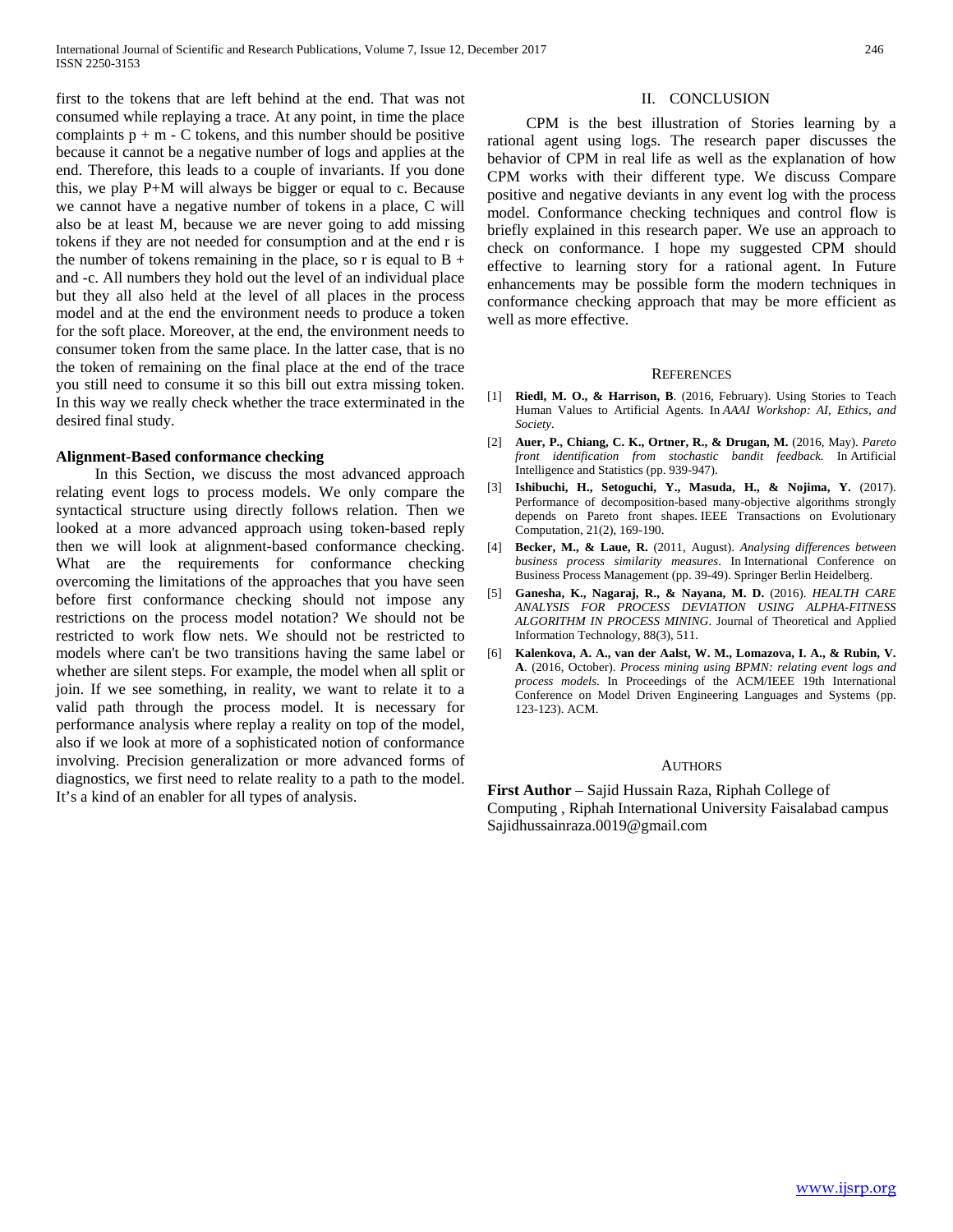first to the tokens that are left behind at the end. That was not consumed while replaying a trace. At any point, in time the place complaints $p + m - C$ tokens, and this number should be positive because it cannot be a negative number of logs and applies at the end. Therefore, this leads to a couple of invariants. If you done this, we play P+M will always be bigger or equal to c. Because we cannot have a negative number of tokens in a place, C will also be at least M, because we are never going to add missing tokens if they are not needed for consumption and at the end r is the number of tokens remaining in the place, so r is equal to B + and -c. All numbers they hold out the level of an individual place but they all also held at the level of all places in the process model and at the end the environment needs to produce a token for the soft place. Moreover, at the end, the environment needs to consumer token from the same place. In the latter case, that is no the token of remaining on the final place at the end of the trace you still need to consume it so this bill out extra missing token. In this way we really check whether the trace exterminated in the desired final study.

**Alignment-Based conformance checking**

In this Section, we discuss the most advanced approach relating event logs to process models. We only compare the syntactical structure using directly follows relation. Then we looked at a more advanced approach using token-based reply then we will look at alignment-based conformance checking. What are the requirements for conformance checking overcoming the limitations of the approaches that you have seen before first conformance checking should not impose any restrictions on the process model notation? We should not be restricted to work flow nets. We should not be restricted to models where can't be two transitions having the same label or whether are silent steps. For example, the model when all split or join. If we see something, in reality, we want to relate it to a valid path through the process model. It is necessary for performance analysis where replay a reality on top of the model, also if we look at more of a sophisticated notion of conformance involving. Precision generalization or more advanced forms of diagnostics, we first need to relate reality to a path to the model. It's a kind of an enabler for all types of analysis.

## II. Conclusion

CPM is the best illustration of Stories learning by a rational agent using logs. The research paper discusses the behavior of CPM in real life as well as the explanation of how CPM works with their different type. We discuss Compare positive and negative deviants in any event log with the process model. Conformance checking techniques and control flow is briefly explained in this research paper. We use an approach to check on conformance. I hope my suggested CPM should effective to learning story for a rational agent. In Future enhancements may be possible form the modern techniques in conformance checking approach that may be more efficient as well as more effective.

## References

[1] **Riedl, M. O., & Harrison, B**. (2016, February). Using Stories to Teach Human Values to Artificial Agents. In *AAAI Workshop: AI, Ethics, and Society*.

[2] **Auer, P., Chiang, C. K., Ortner, R., & Drugan, M.** (2016, May). *Pareto front identification from stochastic bandit feedback.* In Artificial Intelligence and Statistics (pp. 939-947).

[3] **Ishibuchi, H., Setoguchi, Y., Masuda, H., & Nojima, Y.** (2017). Performance of decomposition-based many-objective algorithms strongly depends on Pareto front shapes. IEEE Transactions on Evolutionary Computation, 21(2), 169-190.

[4] **Becker, M., & Laue, R.** (2011, August). *Analysing differences between business process similarity measures*. In International Conference on Business Process Management (pp. 39-49). Springer Berlin Heidelberg.

[5] **Ganesha, K., Nagaraj, R., & Nayana, M. D.** (2016). *HEALTH CARE ANALYSIS FOR PROCESS DEVIATION USING ALPHA-FITNESS ALGORITHM IN PROCESS MINING*. Journal of Theoretical and Applied Information Technology, 88(3), 511.

[6] **Kalenkova, A. A., van der Aalst, W. M., Lomazova, I. A., & Rubin, V. A**. (2016, October). *Process mining using BPMN: relating event logs and process models*. In Proceedings of the ACM/IEEE 19th International Conference on Model Driven Engineering Languages and Systems (pp. 123-123). ACM.

## Authors

**First Author** – Sajid Hussain Raza, Riphah College of Computing , Riphah International University Faisalabad campus Sajidhussainraza.0019@gmail.com